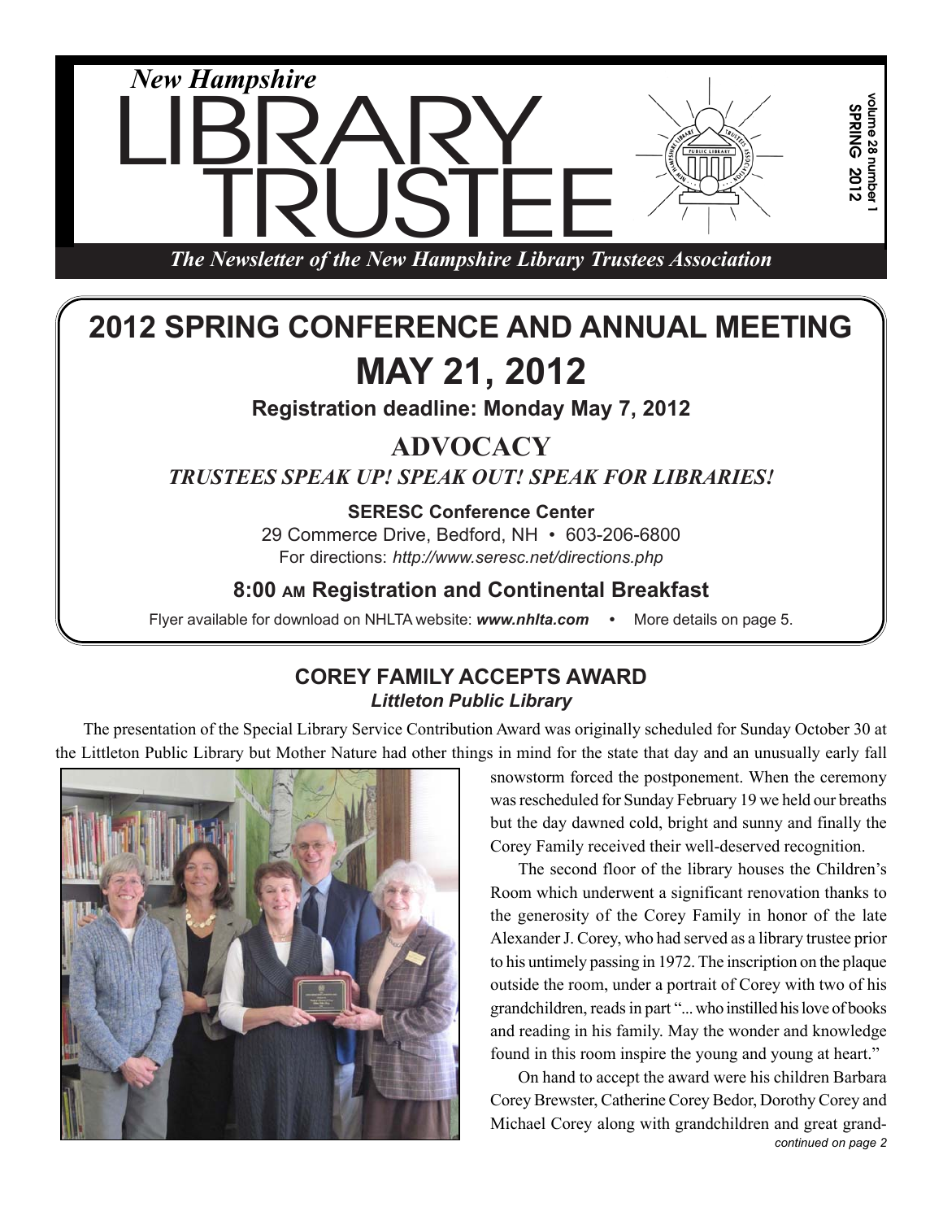*New Hampshire*

# LIBRARY TRUSTEE

*The Newsletter of the New Hampshire Library Trustees Association*

volume 28 number 1
SPRING 2012

## 2012 SPRING CONFERENCE AND ANNUAL MEETING

## MAY 21, 2012

**Registration deadline: Monday May 7, 2012**

### ADVOCACY

***TRUSTEES SPEAK UP! SPEAK OUT! SPEAK FOR LIBRARIES!***

**SERESC Conference Center**

29 Commerce Drive, Bedford, NH • 603-206-6800

For directions: *http://www.seresc.net/directions.php*

**8:00 AM Registration and Continental Breakfast**

Flyer available for download on NHLTA website: ***www.nhlta.com*** • More details on page 5.

### COREY FAMILY ACCEPTS AWARD

***Littleton Public Library***

The presentation of the Special Library Service Contribution Award was originally scheduled for Sunday October 30 at the Littleton Public Library but Mother Nature had other things in mind for the state that day and an unusually early fall snowstorm forced the postponement. When the ceremony was rescheduled for Sunday February 19 we held our breaths but the day dawned cold, bright and sunny and finally the Corey Family received their well-deserved recognition.

The second floor of the library houses the Children's Room which underwent a significant renovation thanks to the generosity of the Corey Family in honor of the late Alexander J. Corey, who had served as a library trustee prior to his untimely passing in 1972. The inscription on the plaque outside the room, under a portrait of Corey with two of his grandchildren, reads in part "... who instilled his love of books and reading in his family. May the wonder and knowledge found in this room inspire the young and young at heart."

On hand to accept the award were his children Barbara Corey Brewster, Catherine Corey Bedor, Dorothy Corey and Michael Corey along with grandchildren and great grand-

*continued on page 2*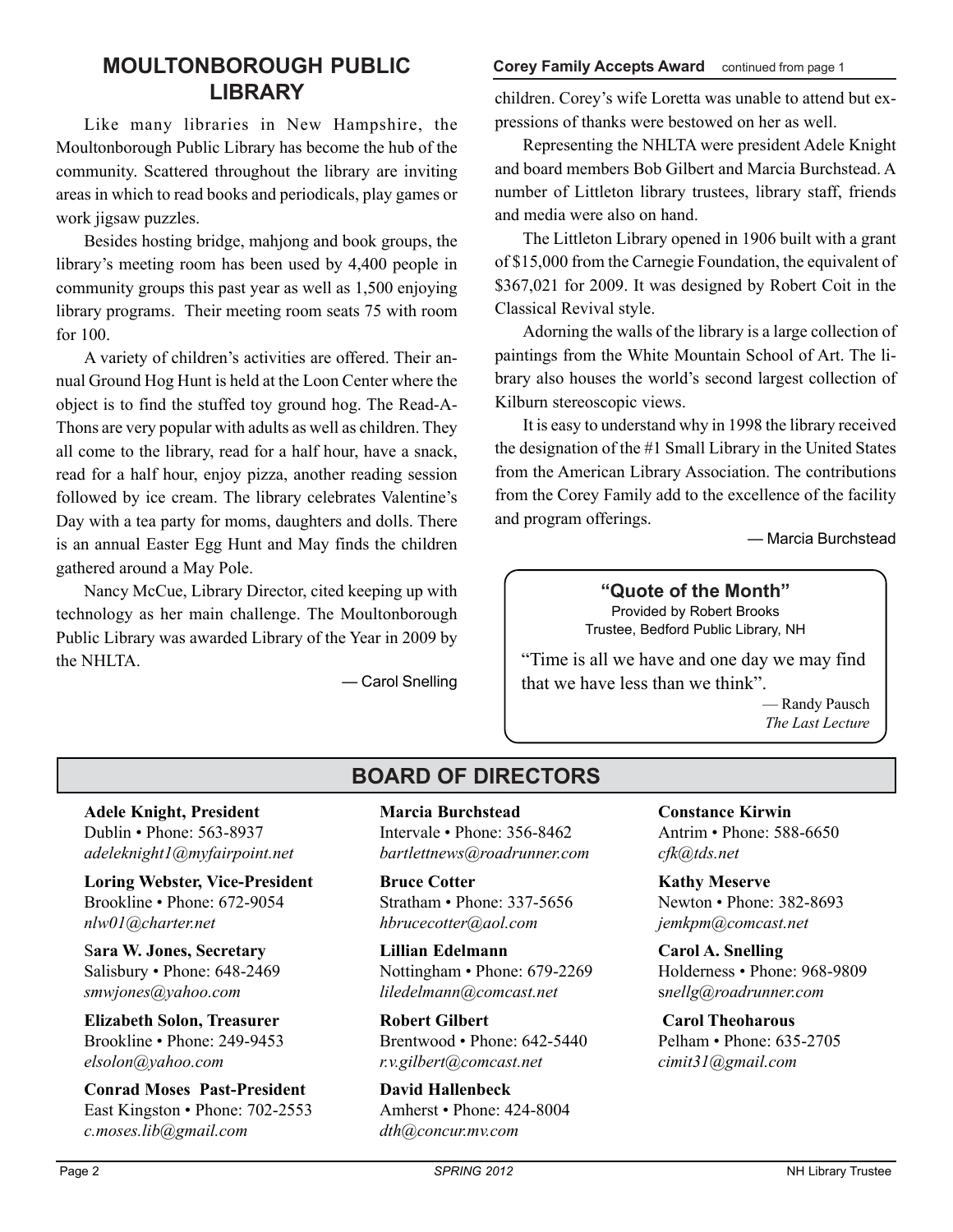## MOULTONBOROUGH PUBLIC LIBRARY

Like many libraries in New Hampshire, the Moultonborough Public Library has become the hub of the community. Scattered throughout the library are inviting areas in which to read books and periodicals, play games or work jigsaw puzzles.

Besides hosting bridge, mahjong and book groups, the library's meeting room has been used by 4,400 people in community groups this past year as well as 1,500 enjoying library programs. Their meeting room seats 75 with room for 100.

A variety of children's activities are offered. Their annual Ground Hog Hunt is held at the Loon Center where the object is to find the stuffed toy ground hog. The Read-A-Thons are very popular with adults as well as children. They all come to the library, read for a half hour, have a snack, read for a half hour, enjoy pizza, another reading session followed by ice cream. The library celebrates Valentine's Day with a tea party for moms, daughters and dolls. There is an annual Easter Egg Hunt and May finds the children gathered around a May Pole.

Nancy McCue, Library Director, cited keeping up with technology as her main challenge. The Moultonborough Public Library was awarded Library of the Year in 2009 by the NHLTA.

— Carol Snelling

**Corey Family Accepts Award** continued from page 1

children. Corey's wife Loretta was unable to attend but expressions of thanks were bestowed on her as well.

Representing the NHLTA were president Adele Knight and board members Bob Gilbert and Marcia Burchstead. A number of Littleton library trustees, library staff, friends and media were also on hand.

The Littleton Library opened in 1906 built with a grant of $15,000 from the Carnegie Foundation, the equivalent of $367,021 for 2009. It was designed by Robert Coit in the Classical Revival style.

Adorning the walls of the library is a large collection of paintings from the White Mountain School of Art. The library also houses the world's second largest collection of Kilburn stereoscopic views.

It is easy to understand why in 1998 the library received the designation of the #1 Small Library in the United States from the American Library Association. The contributions from the Corey Family add to the excellence of the facility and program offerings.

— Marcia Burchstead

**"Quote of the Month"**
Provided by Robert Brooks
Trustee, Bedford Public Library, NH

"Time is all we have and one day we may find that we have less than we think".

— Randy Pausch
*The Last Lecture*

## BOARD OF DIRECTORS

**Adele Knight, President**
Dublin • Phone: 563-8937
*adeleknight1@myfairpoint.net*

**Loring Webster, Vice-President**
Brookline • Phone: 672-9054
*nlw01@charter.net*

**Sara W. Jones, Secretary**
Salisbury • Phone: 648-2469
*smwjones@yahoo.com*

**Elizabeth Solon, Treasurer**
Brookline • Phone: 249-9453
*elsolon@yahoo.com*

**Conrad Moses Past-President**
East Kingston • Phone: 702-2553
*c.moses.lib@gmail.com*

**Marcia Burchstead**
Intervale • Phone: 356-8462
*bartlettnews@roadrunner.com*

**Bruce Cotter**
Stratham • Phone: 337-5656
*hbrucecotter@aol.com*

**Lillian Edelmann**
Nottingham • Phone: 679-2269
*liledelmann@comcast.net*

**Robert Gilbert**
Brentwood • Phone: 642-5440
*r.v.gilbert@comcast.net*

**David Hallenbeck**
Amherst • Phone: 424-8004
*dth@concur.mv.com*

**Constance Kirwin**
Antrim • Phone: 588-6650
*cfk@tds.net*

**Kathy Meserve**
Newton • Phone: 382-8693
*jemkpm@comcast.net*

**Carol A. Snelling**
Holderness • Phone: 968-9809
*snellg@roadrunner.com*

**Carol Theoharous**
Pelham • Phone: 635-2705
*cimit31@gmail.com*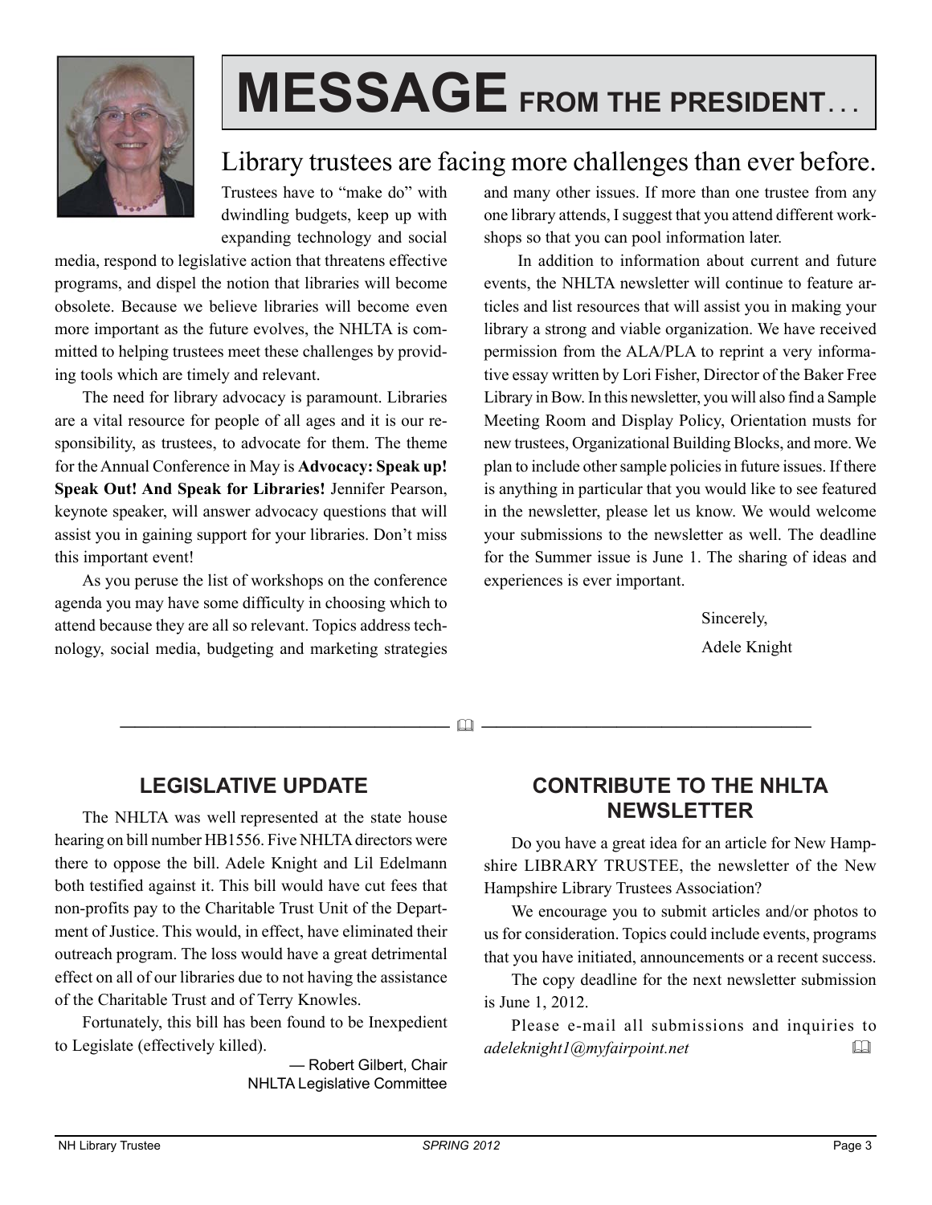# MESSAGE FROM THE PRESIDENT...

## Library trustees are facing more challenges than ever before.

Trustees have to "make do" with dwindling budgets, keep up with expanding technology and social media, respond to legislative action that threatens effective programs, and dispel the notion that libraries will become obsolete. Because we believe libraries will become even more important as the future evolves, the NHLTA is committed to helping trustees meet these challenges by providing tools which are timely and relevant.

The need for library advocacy is paramount. Libraries are a vital resource for people of all ages and it is our responsibility, as trustees, to advocate for them. The theme for the Annual Conference in May is **Advocacy: Speak up! Speak Out! And Speak for Libraries!** Jennifer Pearson, keynote speaker, will answer advocacy questions that will assist you in gaining support for your libraries. Don't miss this important event!

As you peruse the list of workshops on the conference agenda you may have some difficulty in choosing which to attend because they are all so relevant. Topics address technology, social media, budgeting and marketing strategies and many other issues. If more than one trustee from any one library attends, I suggest that you attend different workshops so that you can pool information later.

In addition to information about current and future events, the NHLTA newsletter will continue to feature articles and list resources that will assist you in making your library a strong and viable organization. We have received permission from the ALA/PLA to reprint a very informative essay written by Lori Fisher, Director of the Baker Free Library in Bow. In this newsletter, you will also find a Sample Meeting Room and Display Policy, Orientation musts for new trustees, Organizational Building Blocks, and more. We plan to include other sample policies in future issues. If there is anything in particular that you would like to see featured in the newsletter, please let us know. We would welcome your submissions to the newsletter as well. The deadline for the Summer issue is June 1. The sharing of ideas and experiences is ever important.

Sincerely,

Adele Knight

---

## LEGISLATIVE UPDATE

The NHLTA was well represented at the state house hearing on bill number HB1556. Five NHLTA directors were there to oppose the bill. Adele Knight and Lil Edelmann both testified against it. This bill would have cut fees that non-profits pay to the Charitable Trust Unit of the Department of Justice. This would, in effect, have eliminated their outreach program. The loss would have a great detrimental effect on all of our libraries due to not having the assistance of the Charitable Trust and of Terry Knowles.

Fortunately, this bill has been found to be Inexpedient to Legislate (effectively killed).

— Robert Gilbert, Chair
NHLTA Legislative Committee

## CONTRIBUTE TO THE NHLTA NEWSLETTER

Do you have a great idea for an article for New Hampshire LIBRARY TRUSTEE, the newsletter of the New Hampshire Library Trustees Association?

We encourage you to submit articles and/or photos to us for consideration. Topics could include events, programs that you have initiated, announcements or a recent success.

The copy deadline for the next newsletter submission is June 1, 2012.

Please e-mail all submissions and inquiries to *adeleknight1@myfairpoint.net*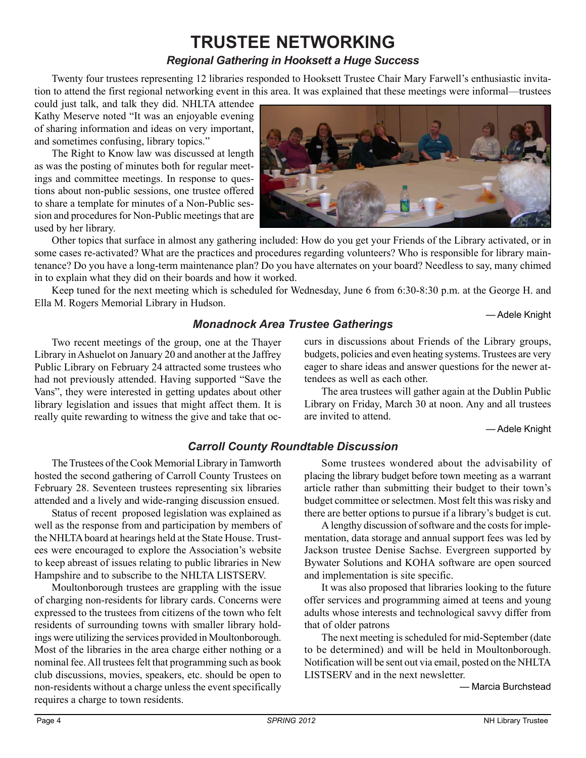# TRUSTEE NETWORKING

### *Regional Gathering in Hooksett a Huge Success*

Twenty four trustees representing 12 libraries responded to Hooksett Trustee Chair Mary Farwell's enthusiastic invitation to attend the first regional networking event in this area. It was explained that these meetings were informal—trustees could just talk, and talk they did. NHLTA attendee Kathy Meserve noted "It was an enjoyable evening of sharing information and ideas on very important, and sometimes confusing, library topics."

The Right to Know law was discussed at length as was the posting of minutes both for regular meetings and committee meetings. In response to questions about non-public sessions, one trustee offered to share a template for minutes of a Non-Public session and procedures for Non-Public meetings that are used by her library.

Other topics that surface in almost any gathering included: How do you get your Friends of the Library activated, or in some cases re-activated? What are the practices and procedures regarding volunteers? Who is responsible for library maintenance? Do you have a long-term maintenance plan? Do you have alternates on your board? Needless to say, many chimed in to explain what they did on their boards and how it worked.

Keep tuned for the next meeting which is scheduled for Wednesday, June 6 from 6:30-8:30 p.m. at the George H. and Ella M. Rogers Memorial Library in Hudson.

— Adele Knight

### *Monadnock Area Trustee Gatherings*

Two recent meetings of the group, one at the Thayer Library in Ashuelot on January 20 and another at the Jaffrey Public Library on February 24 attracted some trustees who had not previously attended. Having supported "Save the Vans", they were interested in getting updates about other library legislation and issues that might affect them. It is really quite rewarding to witness the give and take that occurs in discussions about Friends of the Library groups, budgets, policies and even heating systems. Trustees are very eager to share ideas and answer questions for the newer attendees as well as each other.

The area trustees will gather again at the Dublin Public Library on Friday, March 30 at noon. Any and all trustees are invited to attend.

— Adele Knight

### *Carroll County Roundtable Discussion*

The Trustees of the Cook Memorial Library in Tamworth hosted the second gathering of Carroll County Trustees on February 28. Seventeen trustees representing six libraries attended and a lively and wide-ranging discussion ensued.

Status of recent proposed legislation was explained as well as the response from and participation by members of the NHLTA board at hearings held at the State House. Trustees were encouraged to explore the Association's website to keep abreast of issues relating to public libraries in New Hampshire and to subscribe to the NHLTA LISTSERV.

Moultonborough trustees are grappling with the issue of charging non-residents for library cards. Concerns were expressed to the trustees from citizens of the town who felt residents of surrounding towns with smaller library holdings were utilizing the services provided in Moultonborough. Most of the libraries in the area charge either nothing or a nominal fee. All trustees felt that programming such as book club discussions, movies, speakers, etc. should be open to non-residents without a charge unless the event specifically requires a charge to town residents.

Some trustees wondered about the advisability of placing the library budget before town meeting as a warrant article rather than submitting their budget to their town's budget committee or selectmen. Most felt this was risky and there are better options to pursue if a library's budget is cut.

A lengthy discussion of software and the costs for implementation, data storage and annual support fees was led by Jackson trustee Denise Sachse. Evergreen supported by Bywater Solutions and KOHA software are open sourced and implementation is site specific.

It was also proposed that libraries looking to the future offer services and programming aimed at teens and young adults whose interests and technological savvy differ from that of older patrons

The next meeting is scheduled for mid-September (date to be determined) and will be held in Moultonborough. Notification will be sent out via email, posted on the NHLTA LISTSERV and in the next newsletter.

— Marcia Burchstead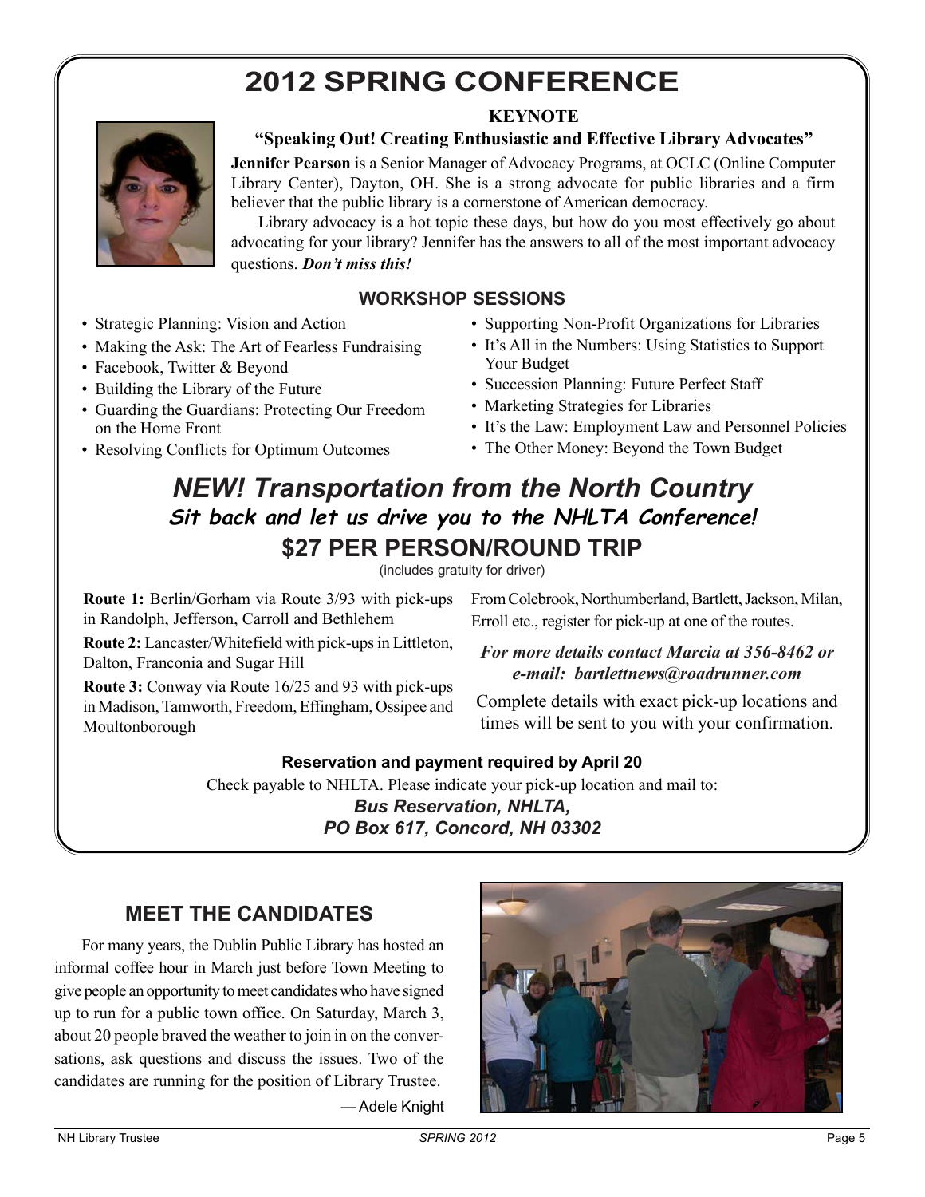# 2012 SPRING CONFERENCE

### KEYNOTE

### "Speaking Out! Creating Enthusiastic and Effective Library Advocates"

**Jennifer Pearson** is a Senior Manager of Advocacy Programs, at OCLC (Online Computer Library Center), Dayton, OH. She is a strong advocate for public libraries and a firm believer that the public library is a cornerstone of American democracy.

Library advocacy is a hot topic these days, but how do you most effectively go about advocating for your library? Jennifer has the answers to all of the most important advocacy questions. ***Don't miss this!***

### WORKSHOP SESSIONS

- Strategic Planning: Vision and Action
- Making the Ask: The Art of Fearless Fundraising
- Facebook, Twitter & Beyond
- Building the Library of the Future
- Guarding the Guardians: Protecting Our Freedom on the Home Front
- Resolving Conflicts for Optimum Outcomes
- Supporting Non-Profit Organizations for Libraries
- It's All in the Numbers: Using Statistics to Support Your Budget
- Succession Planning: Future Perfect Staff
- Marketing Strategies for Libraries
- It's the Law: Employment Law and Personnel Policies
- The Other Money: Beyond the Town Budget

## *NEW! Transportation from the North Country*

### *Sit back and let us drive you to the NHLTA Conference!*

### $27 PER PERSON/ROUND TRIP

(includes gratuity for driver)

**Route 1:** Berlin/Gorham via Route 3/93 with pick-ups in Randolph, Jefferson, Carroll and Bethlehem

**Route 2:** Lancaster/Whitefield with pick-ups in Littleton, Dalton, Franconia and Sugar Hill

**Route 3:** Conway via Route 16/25 and 93 with pick-ups in Madison, Tamworth, Freedom, Effingham, Ossipee and Moultonborough

From Colebrook, Northumberland, Bartlett, Jackson, Milan, Erroll etc., register for pick-up at one of the routes.

*For more details contact Marcia at 356-8462 or e-mail: bartlettnews@roadrunner.com*

Complete details with exact pick-up locations and times will be sent to you with your confirmation.

**Reservation and payment required by April 20**

Check payable to NHLTA. Please indicate your pick-up location and mail to:

***Bus Reservation, NHLTA,***
***PO Box 617, Concord, NH 03302***

## MEET THE CANDIDATES

For many years, the Dublin Public Library has hosted an informal coffee hour in March just before Town Meeting to give people an opportunity to meet candidates who have signed up to run for a public town office. On Saturday, March 3, about 20 people braved the weather to join in on the conversations, ask questions and discuss the issues. Two of the candidates are running for the position of Library Trustee.

— Adele Knight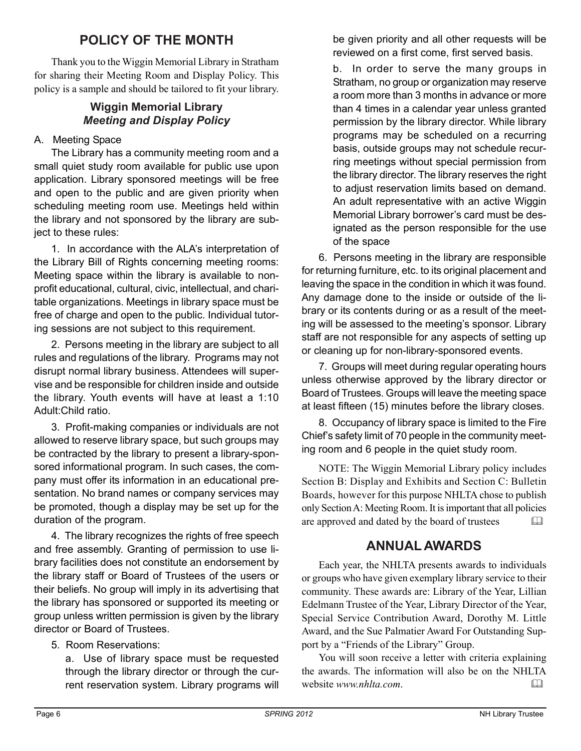## POLICY OF THE MONTH

Thank you to the Wiggin Memorial Library in Stratham for sharing their Meeting Room and Display Policy. This policy is a sample and should be tailored to fit your library.

### Wiggin Memorial Library
### *Meeting and Display Policy*

A. Meeting Space

The Library has a community meeting room and a small quiet study room available for public use upon application. Library sponsored meetings will be free and open to the public and are given priority when scheduling meeting room use. Meetings held within the library and not sponsored by the library are subject to these rules:

1. In accordance with the ALA's interpretation of the Library Bill of Rights concerning meeting rooms: Meeting space within the library is available to nonprofit educational, cultural, civic, intellectual, and charitable organizations. Meetings in library space must be free of charge and open to the public. Individual tutoring sessions are not subject to this requirement.

2. Persons meeting in the library are subject to all rules and regulations of the library. Programs may not disrupt normal library business. Attendees will supervise and be responsible for children inside and outside the library. Youth events will have at least a 1:10 Adult:Child ratio.

3. Profit-making companies or individuals are not allowed to reserve library space, but such groups may be contracted by the library to present a library-sponsored informational program. In such cases, the company must offer its information in an educational presentation. No brand names or company services may be promoted, though a display may be set up for the duration of the program.

4. The library recognizes the rights of free speech and free assembly. Granting of permission to use library facilities does not constitute an endorsement by the library staff or Board of Trustees of the users or their beliefs. No group will imply in its advertising that the library has sponsored or supported its meeting or group unless written permission is given by the library director or Board of Trustees.

5. Room Reservations:

   a. Use of library space must be requested through the library director or through the current reservation system. Library programs will be given priority and all other requests will be reviewed on a first come, first served basis.

   b. In order to serve the many groups in Stratham, no group or organization may reserve a room more than 3 months in advance or more than 4 times in a calendar year unless granted permission by the library director. While library programs may be scheduled on a recurring basis, outside groups may not schedule recurring meetings without special permission from the library director. The library reserves the right to adjust reservation limits based on demand. An adult representative with an active Wiggin Memorial Library borrower's card must be designated as the person responsible for the use of the space

6. Persons meeting in the library are responsible for returning furniture, etc. to its original placement and leaving the space in the condition in which it was found. Any damage done to the inside or outside of the library or its contents during or as a result of the meeting will be assessed to the meeting's sponsor. Library staff are not responsible for any aspects of setting up or cleaning up for non-library-sponsored events.

7. Groups will meet during regular operating hours unless otherwise approved by the library director or Board of Trustees. Groups will leave the meeting space at least fifteen (15) minutes before the library closes.

8. Occupancy of library space is limited to the Fire Chief's safety limit of 70 people in the community meeting room and 6 people in the quiet study room.

NOTE: The Wiggin Memorial Library policy includes Section B: Display and Exhibits and Section C: Bulletin Boards, however for this purpose NHLTA chose to publish only Section A: Meeting Room. It is important that all policies are approved and dated by the board of trustees

## ANNUAL AWARDS

Each year, the NHLTA presents awards to individuals or groups who have given exemplary library service to their community. These awards are: Library of the Year, Lillian Edelmann Trustee of the Year, Library Director of the Year, Special Service Contribution Award, Dorothy M. Little Award, and the Sue Palmatier Award For Outstanding Support by a "Friends of the Library" Group.

You will soon receive a letter with criteria explaining the awards. The information will also be on the NHLTA website *www.nhlta.com*.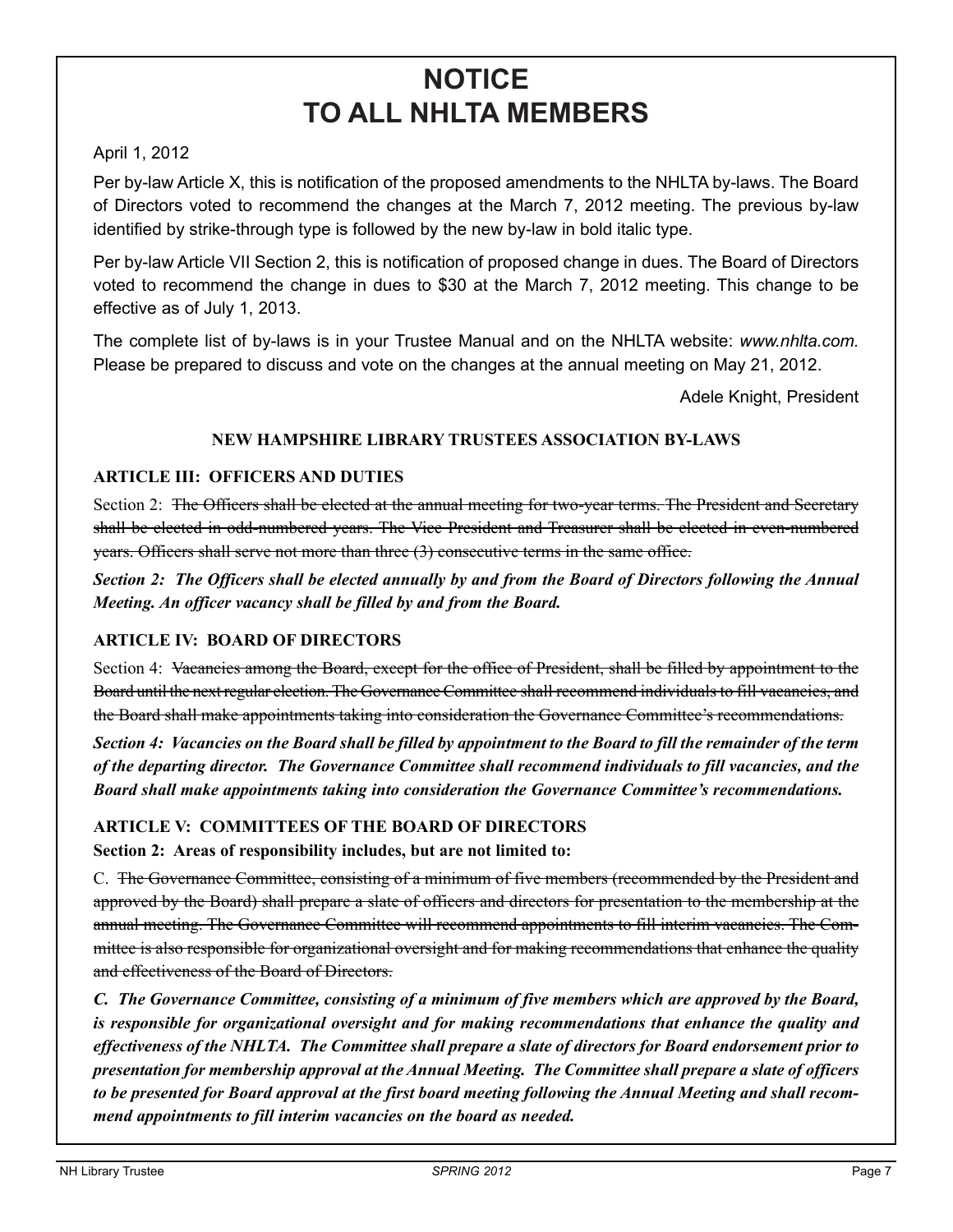# NOTICE
# TO ALL NHLTA MEMBERS

April 1, 2012

Per by-law Article X, this is notification of the proposed amendments to the NHLTA by-laws. The Board of Directors voted to recommend the changes at the March 7, 2012 meeting. The previous by-law identified by strike-through type is followed by the new by-law in bold italic type.

Per by-law Article VII Section 2, this is notification of proposed change in dues. The Board of Directors voted to recommend the change in dues to $30 at the March 7, 2012 meeting. This change to be effective as of July 1, 2013.

The complete list of by-laws is in your Trustee Manual and on the NHLTA website: *www.nhlta.com.* Please be prepared to discuss and vote on the changes at the annual meeting on May 21, 2012.

Adele Knight, President

### NEW HAMPSHIRE LIBRARY TRUSTEES ASSOCIATION BY-LAWS

**ARTICLE III: OFFICERS AND DUTIES**

Section 2: ~~The Officers shall be elected at the annual meeting for two-year terms. The President and Secretary shall be elected in odd-numbered years. The Vice President and Treasurer shall be elected in even-numbered years. Officers shall serve not more than three (3) consecutive terms in the same office.~~

***Section 2: The Officers shall be elected annually by and from the Board of Directors following the Annual Meeting. An officer vacancy shall be filled by and from the Board.***

**ARTICLE IV: BOARD OF DIRECTORS**

Section 4: ~~Vacancies among the Board, except for the office of President, shall be filled by appointment to the Board until the next regular election. The Governance Committee shall recommend individuals to fill vacancies, and the Board shall make appointments taking into consideration the Governance Committee's recommendations.~~

***Section 4: Vacancies on the Board shall be filled by appointment to the Board to fill the remainder of the term of the departing director. The Governance Committee shall recommend individuals to fill vacancies, and the Board shall make appointments taking into consideration the Governance Committee's recommendations.***

**ARTICLE V: COMMITTEES OF THE BOARD OF DIRECTORS**

**Section 2: Areas of responsibility includes, but are not limited to:**

C. ~~The Governance Committee, consisting of a minimum of five members (recommended by the President and approved by the Board) shall prepare a slate of officers and directors for presentation to the membership at the annual meeting. The Governance Committee will recommend appointments to fill interim vacancies. The Committee is also responsible for organizational oversight and for making recommendations that enhance the quality and effectiveness of the Board of Directors.~~

***C. The Governance Committee, consisting of a minimum of five members which are approved by the Board, is responsible for organizational oversight and for making recommendations that enhance the quality and effectiveness of the NHLTA. The Committee shall prepare a slate of directors for Board endorsement prior to presentation for membership approval at the Annual Meeting. The Committee shall prepare a slate of officers to be presented for Board approval at the first board meeting following the Annual Meeting and shall recommend appointments to fill interim vacancies on the board as needed.***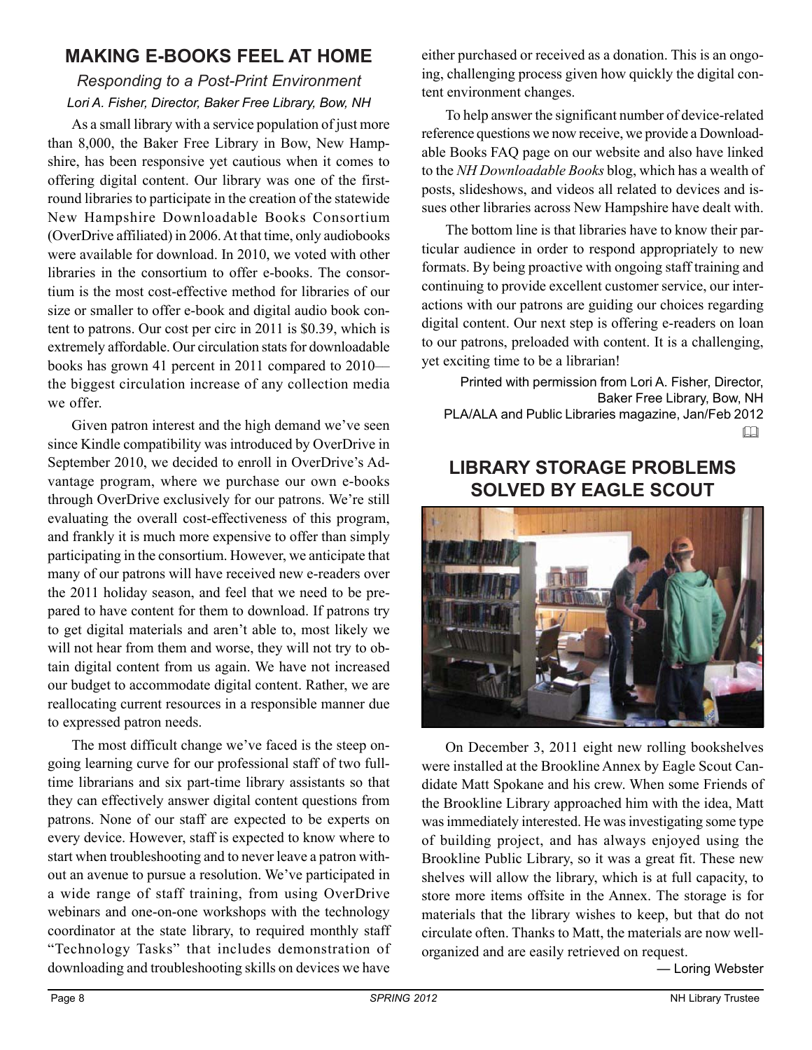## MAKING E-BOOKS FEEL AT HOME

*Responding to a Post-Print Environment*

*Lori A. Fisher, Director, Baker Free Library, Bow, NH*

As a small library with a service population of just more than 8,000, the Baker Free Library in Bow, New Hampshire, has been responsive yet cautious when it comes to offering digital content. Our library was one of the first-round libraries to participate in the creation of the statewide New Hampshire Downloadable Books Consortium (OverDrive affiliated) in 2006. At that time, only audiobooks were available for download. In 2010, we voted with other libraries in the consortium to offer e-books. The consortium is the most cost-effective method for libraries of our size or smaller to offer e-book and digital audio book content to patrons. Our cost per circ in 2011 is $0.39, which is extremely affordable. Our circulation stats for downloadable books has grown 41 percent in 2011 compared to 2010—the biggest circulation increase of any collection media we offer.

Given patron interest and the high demand we've seen since Kindle compatibility was introduced by OverDrive in September 2010, we decided to enroll in OverDrive's Advantage program, where we purchase our own e-books through OverDrive exclusively for our patrons. We're still evaluating the overall cost-effectiveness of this program, and frankly it is much more expensive to offer than simply participating in the consortium. However, we anticipate that many of our patrons will have received new e-readers over the 2011 holiday season, and feel that we need to be prepared to have content for them to download. If patrons try to get digital materials and aren't able to, most likely we will not hear from them and worse, they will not try to obtain digital content from us again. We have not increased our budget to accommodate digital content. Rather, we are reallocating current resources in a responsible manner due to expressed patron needs.

The most difficult change we've faced is the steep ongoing learning curve for our professional staff of two full-time librarians and six part-time library assistants so that they can effectively answer digital content questions from patrons. None of our staff are expected to be experts on every device. However, staff is expected to know where to start when troubleshooting and to never leave a patron without an avenue to pursue a resolution. We've participated in a wide range of staff training, from using OverDrive webinars and one-on-one workshops with the technology coordinator at the state library, to required monthly staff "Technology Tasks" that includes demonstration of downloading and troubleshooting skills on devices we have either purchased or received as a donation. This is an ongoing, challenging process given how quickly the digital content environment changes.

To help answer the significant number of device-related reference questions we now receive, we provide a Downloadable Books FAQ page on our website and also have linked to the *NH Downloadable Books* blog, which has a wealth of posts, slideshows, and videos all related to devices and issues other libraries across New Hampshire have dealt with.

The bottom line is that libraries have to know their particular audience in order to respond appropriately to new formats. By being proactive with ongoing staff training and continuing to provide excellent customer service, our interactions with our patrons are guiding our choices regarding digital content. Our next step is offering e-readers on loan to our patrons, preloaded with content. It is a challenging, yet exciting time to be a librarian!

Printed with permission from Lori A. Fisher, Director, Baker Free Library, Bow, NH
PLA/ALA and Public Libraries magazine, Jan/Feb 2012

## LIBRARY STORAGE PROBLEMS SOLVED BY EAGLE SCOUT

On December 3, 2011 eight new rolling bookshelves were installed at the Brookline Annex by Eagle Scout Candidate Matt Spokane and his crew. When some Friends of the Brookline Library approached him with the idea, Matt was immediately interested. He was investigating some type of building project, and has always enjoyed using the Brookline Public Library, so it was a great fit. These new shelves will allow the library, which is at full capacity, to store more items offsite in the Annex. The storage is for materials that the library wishes to keep, but that do not circulate often. Thanks to Matt, the materials are now well-organized and are easily retrieved on request.

— Loring Webster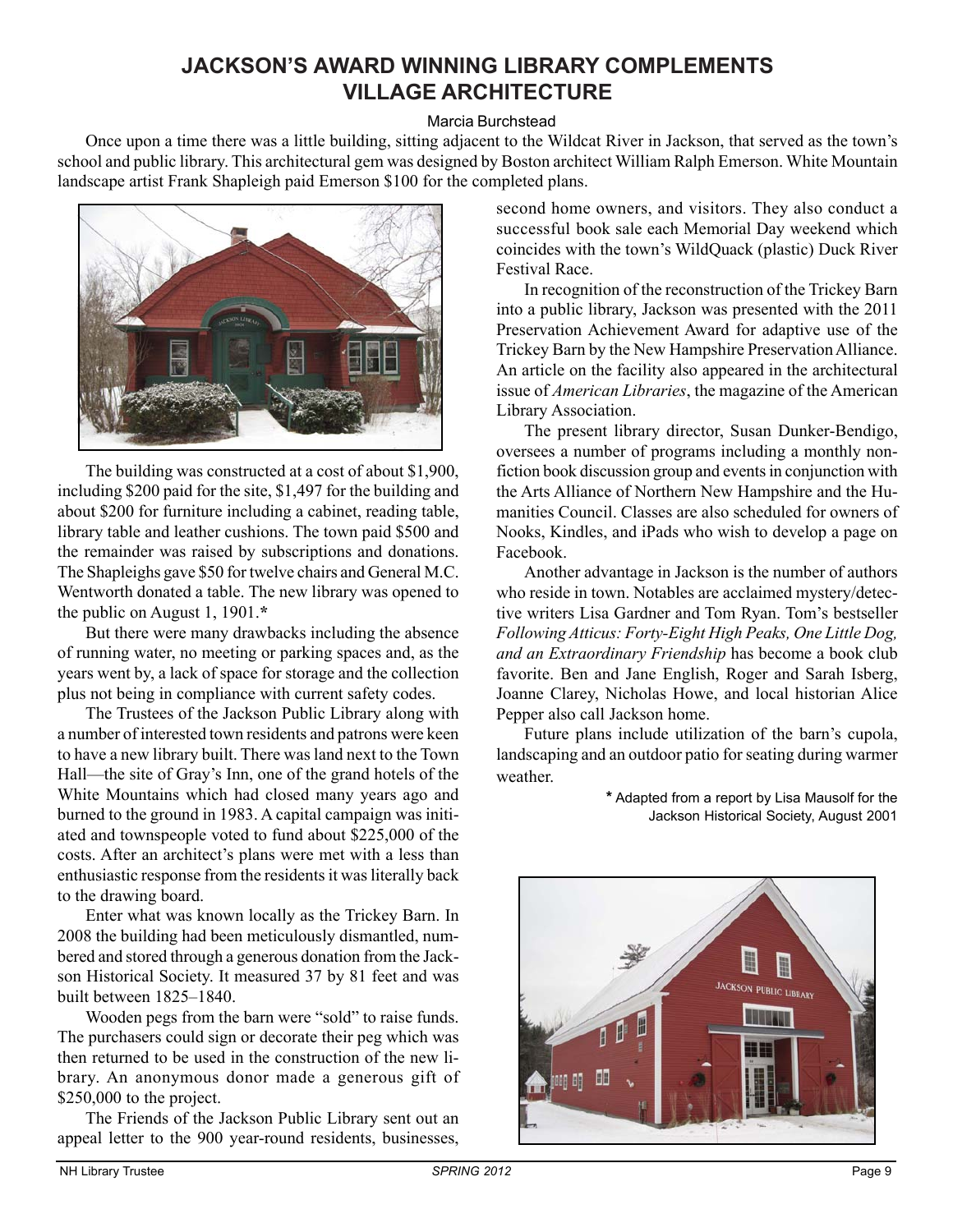# JACKSON'S AWARD WINNING LIBRARY COMPLEMENTS VILLAGE ARCHITECTURE

Marcia Burchstead

Once upon a time there was a little building, sitting adjacent to the Wildcat River in Jackson, that served as the town's school and public library. This architectural gem was designed by Boston architect William Ralph Emerson. White Mountain landscape artist Frank Shapleigh paid Emerson $100 for the completed plans.

The building was constructed at a cost of about $1,900, including $200 paid for the site, $1,497 for the building and about $200 for furniture including a cabinet, reading table, library table and leather cushions. The town paid $500 and the remainder was raised by subscriptions and donations. The Shapleighs gave $50 for twelve chairs and General M.C. Wentworth donated a table. The new library was opened to the public on August 1, 1901.*

But there were many drawbacks including the absence of running water, no meeting or parking spaces and, as the years went by, a lack of space for storage and the collection plus not being in compliance with current safety codes.

The Trustees of the Jackson Public Library along with a number of interested town residents and patrons were keen to have a new library built. There was land next to the Town Hall—the site of Gray's Inn, one of the grand hotels of the White Mountains which had closed many years ago and burned to the ground in 1983. A capital campaign was initiated and townspeople voted to fund about $225,000 of the costs. After an architect's plans were met with a less than enthusiastic response from the residents it was literally back to the drawing board.

Enter what was known locally as the Trickey Barn. In 2008 the building had been meticulously dismantled, numbered and stored through a generous donation from the Jackson Historical Society. It measured 37 by 81 feet and was built between 1825–1840.

Wooden pegs from the barn were "sold" to raise funds. The purchasers could sign or decorate their peg which was then returned to be used in the construction of the new library. An anonymous donor made a generous gift of $250,000 to the project.

The Friends of the Jackson Public Library sent out an appeal letter to the 900 year-round residents, businesses, second home owners, and visitors. They also conduct a successful book sale each Memorial Day weekend which coincides with the town's WildQuack (plastic) Duck River Festival Race.

In recognition of the reconstruction of the Trickey Barn into a public library, Jackson was presented with the 2011 Preservation Achievement Award for adaptive use of the Trickey Barn by the New Hampshire Preservation Alliance. An article on the facility also appeared in the architectural issue of *American Libraries*, the magazine of the American Library Association.

The present library director, Susan Dunker-Bendigo, oversees a number of programs including a monthly nonfiction book discussion group and events in conjunction with the Arts Alliance of Northern New Hampshire and the Humanities Council. Classes are also scheduled for owners of Nooks, Kindles, and iPads who wish to develop a page on Facebook.

Another advantage in Jackson is the number of authors who reside in town. Notables are acclaimed mystery/detective writers Lisa Gardner and Tom Ryan. Tom's bestseller *Following Atticus: Forty-Eight High Peaks, One Little Dog, and an Extraordinary Friendship* has become a book club favorite. Ben and Jane English, Roger and Sarah Isberg, Joanne Clarey, Nicholas Howe, and local historian Alice Pepper also call Jackson home.

Future plans include utilization of the barn's cupola, landscaping and an outdoor patio for seating during warmer weather.

\* Adapted from a report by Lisa Mausolf for the Jackson Historical Society, August 2001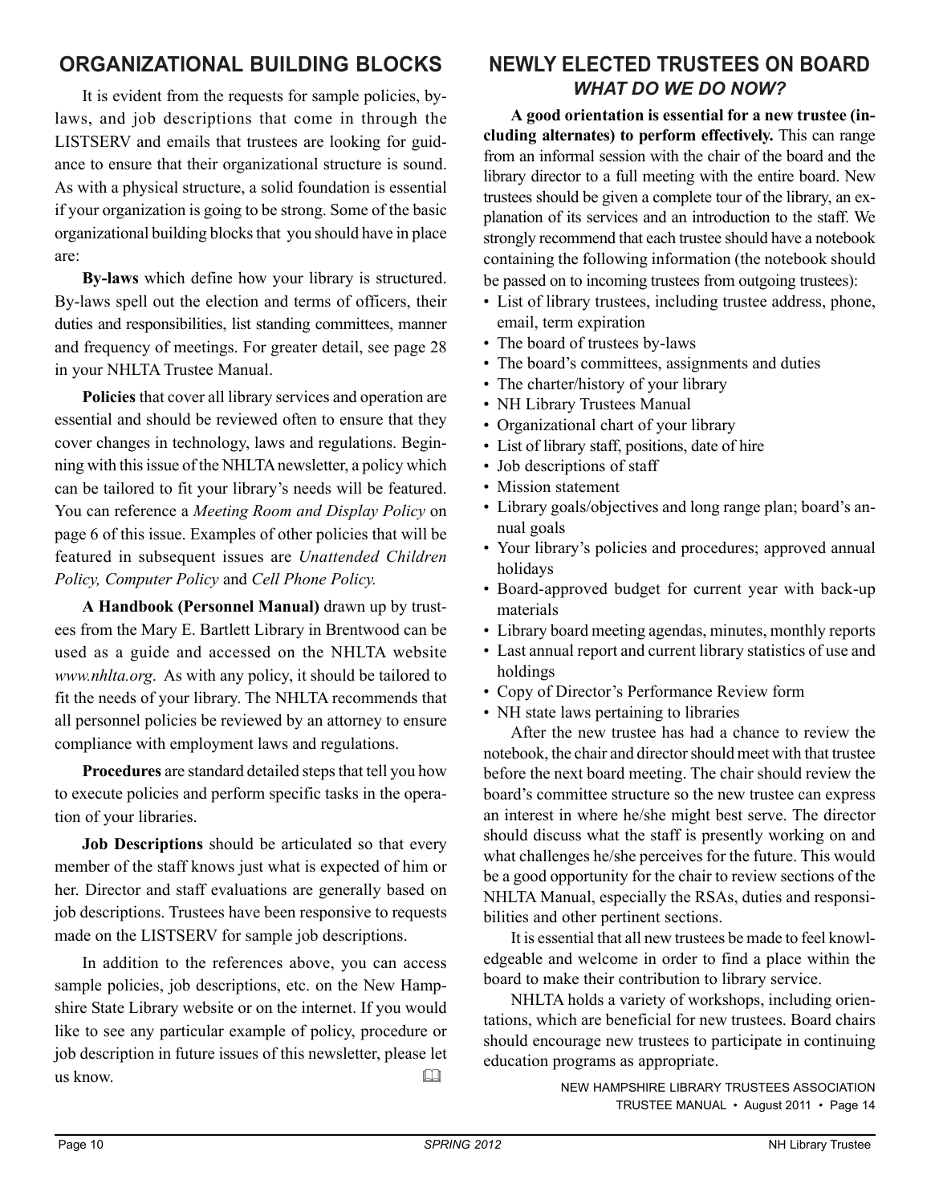## ORGANIZATIONAL BUILDING BLOCKS

It is evident from the requests for sample policies, by-laws, and job descriptions that come in through the LISTSERV and emails that trustees are looking for guidance to ensure that their organizational structure is sound. As with a physical structure, a solid foundation is essential if your organization is going to be strong. Some of the basic organizational building blocks that you should have in place are:

**By-laws** which define how your library is structured. By-laws spell out the election and terms of officers, their duties and responsibilities, list standing committees, manner and frequency of meetings. For greater detail, see page 28 in your NHLTA Trustee Manual.

**Policies** that cover all library services and operation are essential and should be reviewed often to ensure that they cover changes in technology, laws and regulations. Beginning with this issue of the NHLTA newsletter, a policy which can be tailored to fit your library's needs will be featured. You can reference a *Meeting Room and Display Policy* on page 6 of this issue. Examples of other policies that will be featured in subsequent issues are *Unattended Children Policy, Computer Policy* and *Cell Phone Policy.*

**A Handbook (Personnel Manual)** drawn up by trustees from the Mary E. Bartlett Library in Brentwood can be used as a guide and accessed on the NHLTA website *www.nhlta.org*. As with any policy, it should be tailored to fit the needs of your library. The NHLTA recommends that all personnel policies be reviewed by an attorney to ensure compliance with employment laws and regulations.

**Procedures** are standard detailed steps that tell you how to execute policies and perform specific tasks in the operation of your libraries.

**Job Descriptions** should be articulated so that every member of the staff knows just what is expected of him or her. Director and staff evaluations are generally based on job descriptions. Trustees have been responsive to requests made on the LISTSERV for sample job descriptions.

In addition to the references above, you can access sample policies, job descriptions, etc. on the New Hampshire State Library website or on the internet. If you would like to see any particular example of policy, procedure or job description in future issues of this newsletter, please let us know.

## NEWLY ELECTED TRUSTEES ON BOARD
### *WHAT DO WE DO NOW?*

**A good orientation is essential for a new trustee (including alternates) to perform effectively.** This can range from an informal session with the chair of the board and the library director to a full meeting with the entire board. New trustees should be given a complete tour of the library, an explanation of its services and an introduction to the staff. We strongly recommend that each trustee should have a notebook containing the following information (the notebook should be passed on to incoming trustees from outgoing trustees):

- List of library trustees, including trustee address, phone, email, term expiration
- The board of trustees by-laws
- The board's committees, assignments and duties
- The charter/history of your library
- NH Library Trustees Manual
- Organizational chart of your library
- List of library staff, positions, date of hire
- Job descriptions of staff
- Mission statement
- Library goals/objectives and long range plan; board's annual goals
- Your library's policies and procedures; approved annual holidays
- Board-approved budget for current year with back-up materials
- Library board meeting agendas, minutes, monthly reports
- Last annual report and current library statistics of use and holdings
- Copy of Director's Performance Review form
- NH state laws pertaining to libraries

After the new trustee has had a chance to review the notebook, the chair and director should meet with that trustee before the next board meeting. The chair should review the board's committee structure so the new trustee can express an interest in where he/she might best serve. The director should discuss what the staff is presently working on and what challenges he/she perceives for the future. This would be a good opportunity for the chair to review sections of the NHLTA Manual, especially the RSAs, duties and responsibilities and other pertinent sections.

It is essential that all new trustees be made to feel knowledgeable and welcome in order to find a place within the board to make their contribution to library service.

NHLTA holds a variety of workshops, including orientations, which are beneficial for new trustees. Board chairs should encourage new trustees to participate in continuing education programs as appropriate.

NEW HAMPSHIRE LIBRARY TRUSTEES ASSOCIATION
TRUSTEE MANUAL • August 2011 • Page 14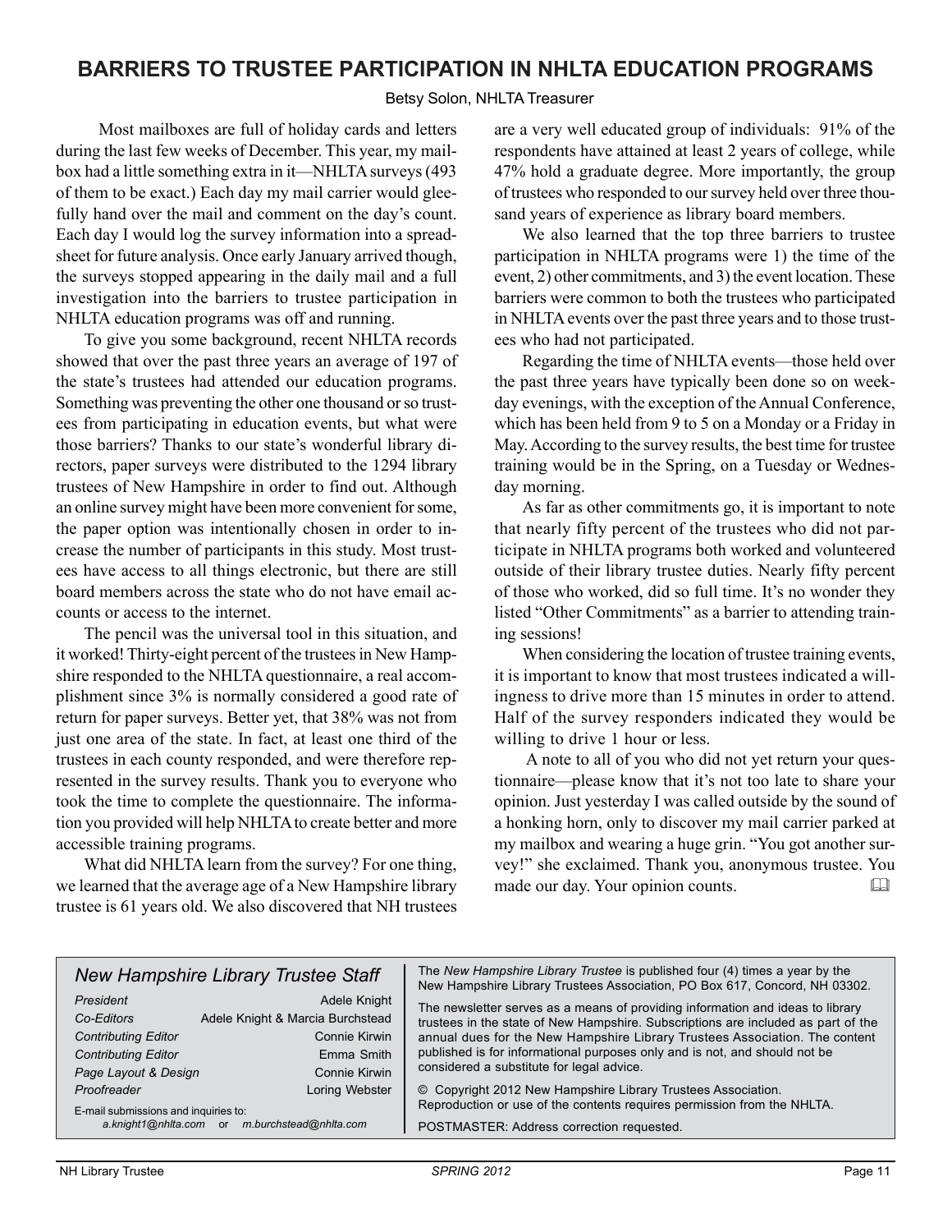# BARRIERS TO TRUSTEE PARTICIPATION IN NHLTA EDUCATION PROGRAMS

Betsy Solon, NHLTA Treasurer

Most mailboxes are full of holiday cards and letters during the last few weeks of December. This year, my mailbox had a little something extra in it—NHLTA surveys (493 of them to be exact.) Each day my mail carrier would gleefully hand over the mail and comment on the day's count. Each day I would log the survey information into a spreadsheet for future analysis. Once early January arrived though, the surveys stopped appearing in the daily mail and a full investigation into the barriers to trustee participation in NHLTA education programs was off and running.

To give you some background, recent NHLTA records showed that over the past three years an average of 197 of the state's trustees had attended our education programs. Something was preventing the other one thousand or so trustees from participating in education events, but what were those barriers? Thanks to our state's wonderful library directors, paper surveys were distributed to the 1294 library trustees of New Hampshire in order to find out. Although an online survey might have been more convenient for some, the paper option was intentionally chosen in order to increase the number of participants in this study. Most trustees have access to all things electronic, but there are still board members across the state who do not have email accounts or access to the internet.

The pencil was the universal tool in this situation, and it worked! Thirty-eight percent of the trustees in New Hampshire responded to the NHLTA questionnaire, a real accomplishment since 3% is normally considered a good rate of return for paper surveys. Better yet, that 38% was not from just one area of the state. In fact, at least one third of the trustees in each county responded, and were therefore represented in the survey results. Thank you to everyone who took the time to complete the questionnaire. The information you provided will help NHLTA to create better and more accessible training programs.

What did NHLTA learn from the survey? For one thing, we learned that the average age of a New Hampshire library trustee is 61 years old. We also discovered that NH trustees are a very well educated group of individuals: 91% of the respondents have attained at least 2 years of college, while 47% hold a graduate degree. More importantly, the group of trustees who responded to our survey held over three thousand years of experience as library board members.

We also learned that the top three barriers to trustee participation in NHLTA programs were 1) the time of the event, 2) other commitments, and 3) the event location. These barriers were common to both the trustees who participated in NHLTA events over the past three years and to those trustees who had not participated.

Regarding the time of NHLTA events—those held over the past three years have typically been done so on weekday evenings, with the exception of the Annual Conference, which has been held from 9 to 5 on a Monday or a Friday in May. According to the survey results, the best time for trustee training would be in the Spring, on a Tuesday or Wednesday morning.

As far as other commitments go, it is important to note that nearly fifty percent of the trustees who did not participate in NHLTA programs both worked and volunteered outside of their library trustee duties. Nearly fifty percent of those who worked, did so full time. It's no wonder they listed "Other Commitments" as a barrier to attending training sessions!

When considering the location of trustee training events, it is important to know that most trustees indicated a willingness to drive more than 15 minutes in order to attend. Half of the survey responders indicated they would be willing to drive 1 hour or less.

A note to all of you who did not yet return your questionnaire—please know that it's not too late to share your opinion. Just yesterday I was called outside by the sound of a honking horn, only to discover my mail carrier parked at my mailbox and wearing a huge grin. "You got another survey!" she exclaimed. Thank you, anonymous trustee. You made our day. Your opinion counts.

---

### *New Hampshire Library Trustee Staff*

| | |
|---|---|
| *President* | Adele Knight |
| *Co-Editors* | Adele Knight & Marcia Burchstead |
| *Contributing Editor* | Connie Kirwin |
| *Contributing Editor* | Emma Smith |
| *Page Layout & Design* | Connie Kirwin |
| *Proofreader* | Loring Webster |

E-mail submissions and inquiries to:
*a.knight1@nhlta.com* or *m.burchstead@nhlta.com*

The *New Hampshire Library Trustee* is published four (4) times a year by the New Hampshire Library Trustees Association, PO Box 617, Concord, NH 03302.

The newsletter serves as a means of providing information and ideas to library trustees in the state of New Hampshire. Subscriptions are included as part of the annual dues for the New Hampshire Library Trustees Association. The content published is for informational purposes only and is not, and should not be considered a substitute for legal advice.

© Copyright 2012 New Hampshire Library Trustees Association. Reproduction or use of the contents requires permission from the NHLTA.

POSTMASTER: Address correction requested.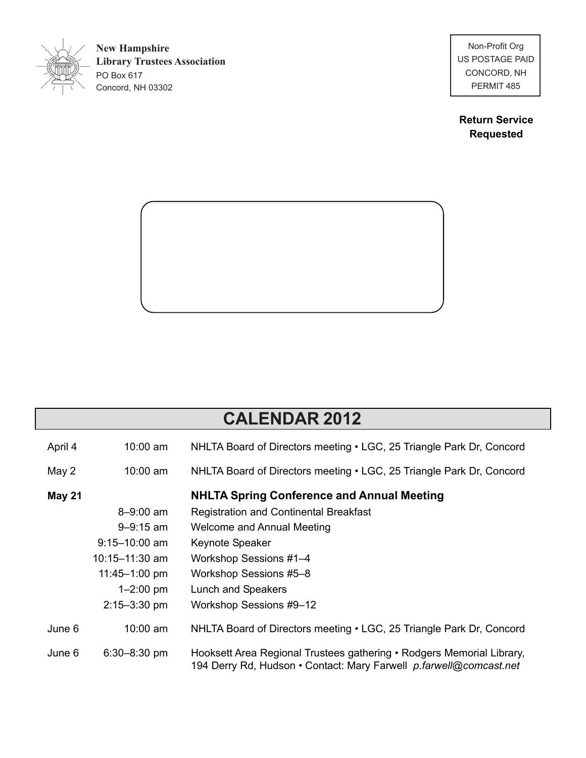**New Hampshire**
**Library Trustees Association**
PO Box 617
Concord, NH 03302

Non-Profit Org
US POSTAGE PAID
CONCORD, NH
PERMIT 485

**Return Service Requested**

## CALENDAR 2012

| | | |
|---|---|---|
| April 4 | 10:00 am | NHLTA Board of Directors meeting • LGC, 25 Triangle Park Dr, Concord |
| May 2 | 10:00 am | NHLTA Board of Directors meeting • LGC, 25 Triangle Park Dr, Concord |
| **May 21** | | **NHLTA Spring Conference and Annual Meeting** |
| | 8–9:00 am | Registration and Continental Breakfast |
| | 9–9:15 am | Welcome and Annual Meeting |
| | 9:15–10:00 am | Keynote Speaker |
| | 10:15–11:30 am | Workshop Sessions #1–4 |
| | 11:45–1:00 pm | Workshop Sessions #5–8 |
| | 1–2:00 pm | Lunch and Speakers |
| | 2:15–3:30 pm | Workshop Sessions #9–12 |
| June 6 | 10:00 am | NHLTA Board of Directors meeting • LGC, 25 Triangle Park Dr, Concord |
| June 6 | 6:30–8:30 pm | Hooksett Area Regional Trustees gathering • Rodgers Memorial Library, 194 Derry Rd, Hudson • Contact: Mary Farwell *p.farwell@comcast.net* |